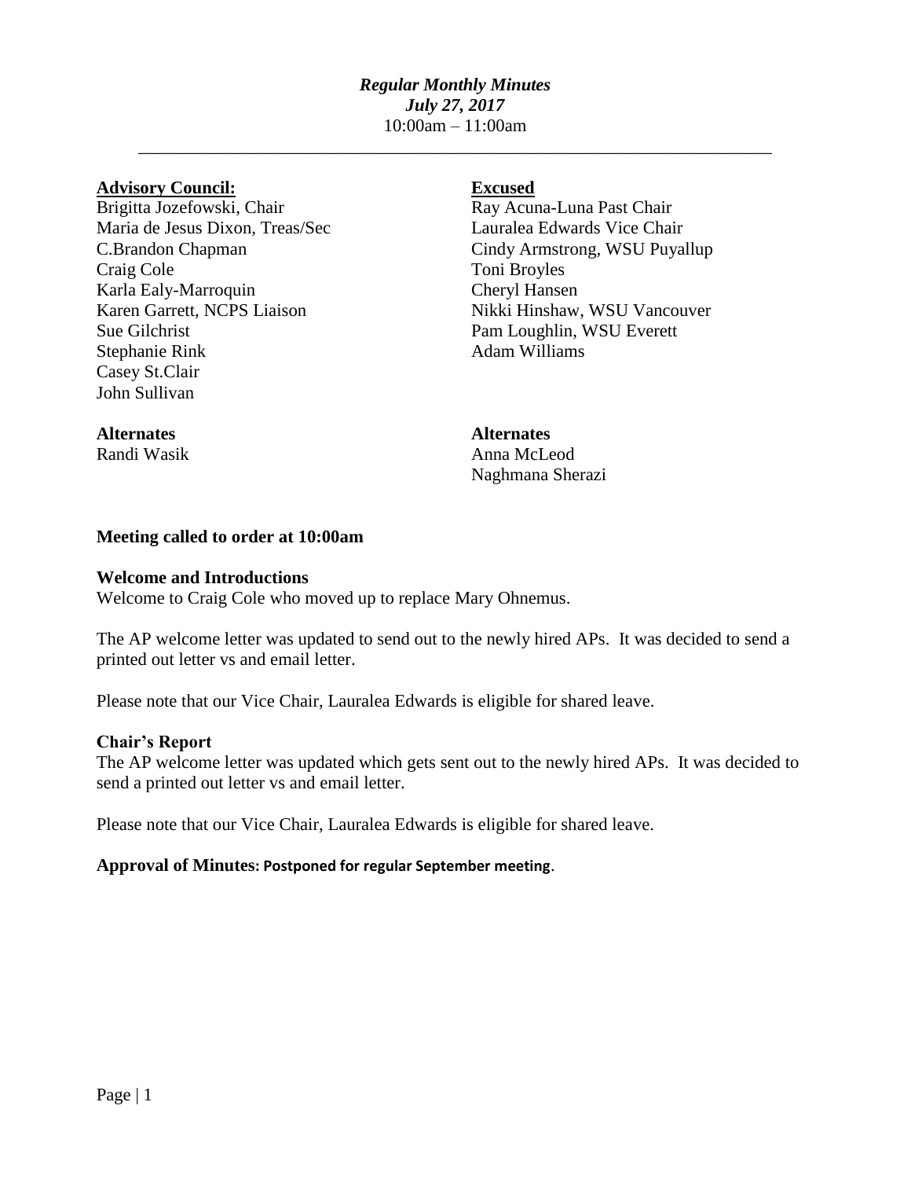***Regular Monthly Minutes***
***July 27, 2017***
10:00am – 11:00am

---

**Advisory Council:**
Brigitta Jozefowski, Chair
Maria de Jesus Dixon, Treas/Sec
C.Brandon Chapman
Craig Cole
Karla Ealy-Marroquin
Karen Garrett, NCPS Liaison
Sue Gilchrist
Stephanie Rink
Casey St.Clair
John Sullivan

**Alternates**
Randi Wasik

**Excused**
Ray Acuna-Luna Past Chair
Lauralea Edwards Vice Chair
Cindy Armstrong, WSU Puyallup
Toni Broyles
Cheryl Hansen
Nikki Hinshaw, WSU Vancouver
Pam Loughlin, WSU Everett
Adam Williams

**Alternates**
Anna McLeod
Naghmana Sherazi

**Meeting called to order at 10:00am**

**Welcome and Introductions**
Welcome to Craig Cole who moved up to replace Mary Ohnemus.

The AP welcome letter was updated to send out to the newly hired APs. It was decided to send a printed out letter vs and email letter.

Please note that our Vice Chair, Lauralea Edwards is eligible for shared leave.

**Chair's Report**
The AP welcome letter was updated which gets sent out to the newly hired APs. It was decided to send a printed out letter vs and email letter.

Please note that our Vice Chair, Lauralea Edwards is eligible for shared leave.

**Approval of Minutes: Postponed for regular September meeting**.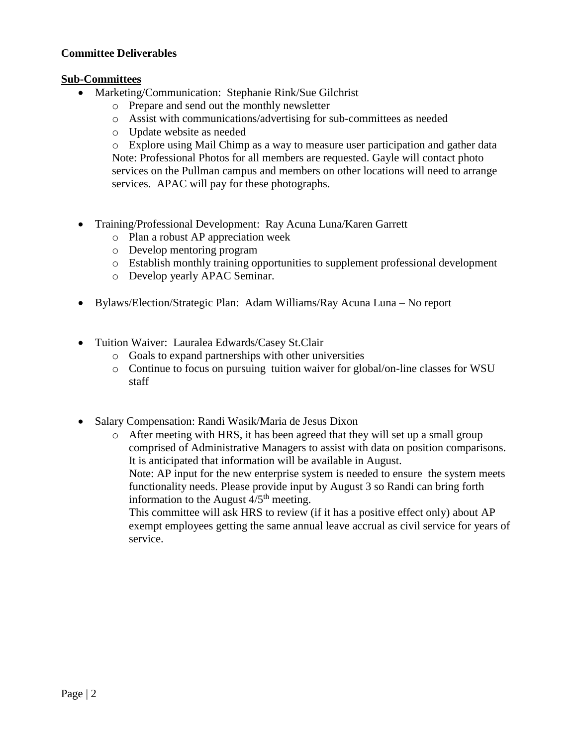**Committee Deliverables**

**Sub-Committees**

- Marketing/Communication: Stephanie Rink/Sue Gilchrist
  - Prepare and send out the monthly newsletter
  - Assist with communications/advertising for sub-committees as needed
  - Update website as needed
  - Explore using Mail Chimp as a way to measure user participation and gather data

  Note: Professional Photos for all members are requested. Gayle will contact photo services on the Pullman campus and members on other locations will need to arrange services. APAC will pay for these photographs.

- Training/Professional Development: Ray Acuna Luna/Karen Garrett
  - Plan a robust AP appreciation week
  - Develop mentoring program
  - Establish monthly training opportunities to supplement professional development
  - Develop yearly APAC Seminar.

- Bylaws/Election/Strategic Plan: Adam Williams/Ray Acuna Luna – No report

- Tuition Waiver: Lauralea Edwards/Casey St.Clair
  - Goals to expand partnerships with other universities
  - Continue to focus on pursuing tuition waiver for global/on-line classes for WSU staff

- Salary Compensation: Randi Wasik/Maria de Jesus Dixon
  - After meeting with HRS, it has been agreed that they will set up a small group comprised of Administrative Managers to assist with data on position comparisons. It is anticipated that information will be available in August.

    Note: AP input for the new enterprise system is needed to ensure the system meets functionality needs. Please provide input by August 3 so Randi can bring forth information to the August 4/5th meeting.

    This committee will ask HRS to review (if it has a positive effect only) about AP exempt employees getting the same annual leave accrual as civil service for years of service.